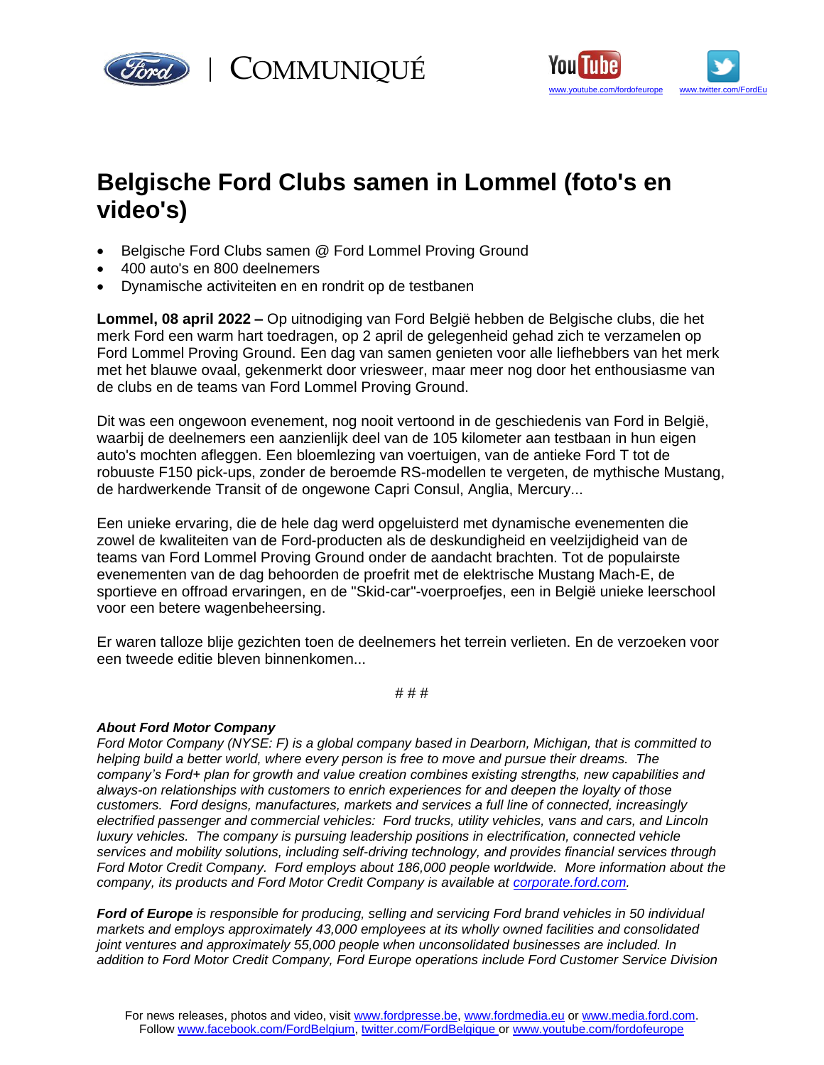# Belgische Ford Clubs samen in Lommel (foto's en video's)

- Belgische Ford Clubs samen @ Ford Lommel Proving Ground
- 400 auto's en 800 deelnemers
- Dynamische activiteiten en en rondrit op de testbanen

**Lommel, 08 april 2022 –** Op uitnodiging van Ford België hebben de Belgische clubs, die het merk Ford een warm hart toedragen, op 2 april de gelegenheid gehad zich te verzamelen op Ford Lommel Proving Ground. Een dag van samen genieten voor alle liefhebbers van het merk met het blauwe ovaal, gekenmerkt door vriesweer, maar meer nog door het enthousiasme van de clubs en de teams van Ford Lommel Proving Ground.

Dit was een ongewoon evenement, nog nooit vertoond in de geschiedenis van Ford in België, waarbij de deelnemers een aanzienlijk deel van de 105 kilometer aan testbaan in hun eigen auto's mochten afleggen. Een bloemlezing van voertuigen, van de antieke Ford T tot de robuuste F150 pick-ups, zonder de beroemde RS-modellen te vergeten, de mythische Mustang, de hardwerkende Transit of de ongewone Capri Consul, Anglia, Mercury...

Een unieke ervaring, die de hele dag werd opgeluisterd met dynamische evenementen die zowel de kwaliteiten van de Ford-producten als de deskundigheid en veelzijdigheid van de teams van Ford Lommel Proving Ground onder de aandacht brachten. Tot de populairste evenementen van de dag behoorden de proefrit met de elektrische Mustang Mach-E, de sportieve en offroad ervaringen, en de "Skid-car"-voerproefjes, een in België unieke leerschool voor een betere wagenbeheersing.

Er waren talloze blije gezichten toen de deelnemers het terrein verlieten. En de verzoeken voor een tweede editie bleven binnenkomen...

# # #

***About Ford Motor Company***
*Ford Motor Company (NYSE: F) is a global company based in Dearborn, Michigan, that is committed to helping build a better world, where every person is free to move and pursue their dreams. The company's Ford+ plan for growth and value creation combines existing strengths, new capabilities and always-on relationships with customers to enrich experiences for and deepen the loyalty of those customers. Ford designs, manufactures, markets and services a full line of connected, increasingly electrified passenger and commercial vehicles: Ford trucks, utility vehicles, vans and cars, and Lincoln luxury vehicles. The company is pursuing leadership positions in electrification, connected vehicle services and mobility solutions, including self-driving technology, and provides financial services through Ford Motor Credit Company. Ford employs about 186,000 people worldwide. More information about the company, its products and Ford Motor Credit Company is available at [corporate.ford.com](corporate.ford.com).*

***Ford of Europe*** *is responsible for producing, selling and servicing Ford brand vehicles in 50 individual markets and employs approximately 43,000 employees at its wholly owned facilities and consolidated joint ventures and approximately 55,000 people when unconsolidated businesses are included. In addition to Ford Motor Credit Company, Ford Europe operations include Ford Customer Service Division*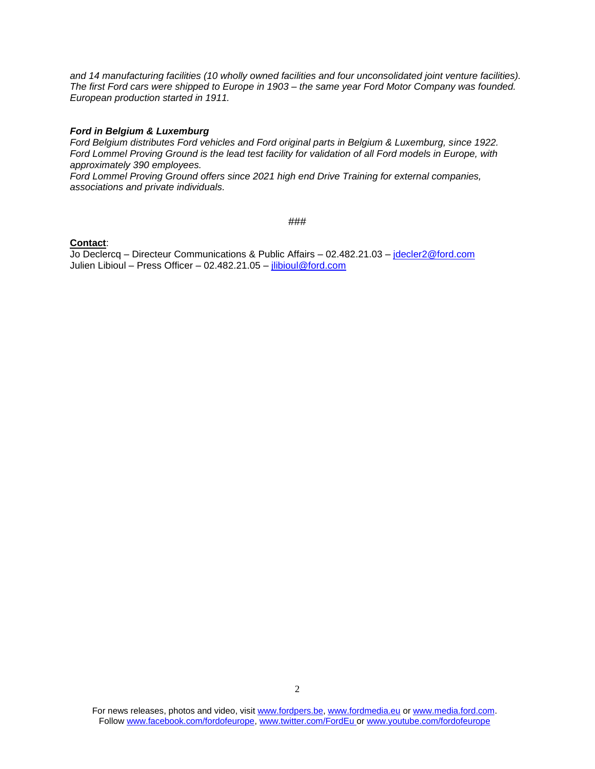*and 14 manufacturing facilities (10 wholly owned facilities and four unconsolidated joint venture facilities). The first Ford cars were shipped to Europe in 1903 – the same year Ford Motor Company was founded. European production started in 1911.*

***Ford in Belgium & Luxemburg***

*Ford Belgium distributes Ford vehicles and Ford original parts in Belgium & Luxemburg, since 1922. Ford Lommel Proving Ground is the lead test facility for validation of all Ford models in Europe, with approximately 390 employees.*

*Ford Lommel Proving Ground offers since 2021 high end Drive Training for external companies, associations and private individuals.*

###

**Contact**:

Jo Declercq – Directeur Communications & Public Affairs – 02.482.21.03 – jdecler2@ford.com

Julien Libioul – Press Officer – 02.482.21.05 – jlibioul@ford.com

For news releases, photos and video, visit www.fordpers.be, www.fordmedia.eu or www.media.ford.com.
Follow www.facebook.com/fordofeurope, www.twitter.com/FordEu or www.youtube.com/fordofeurope